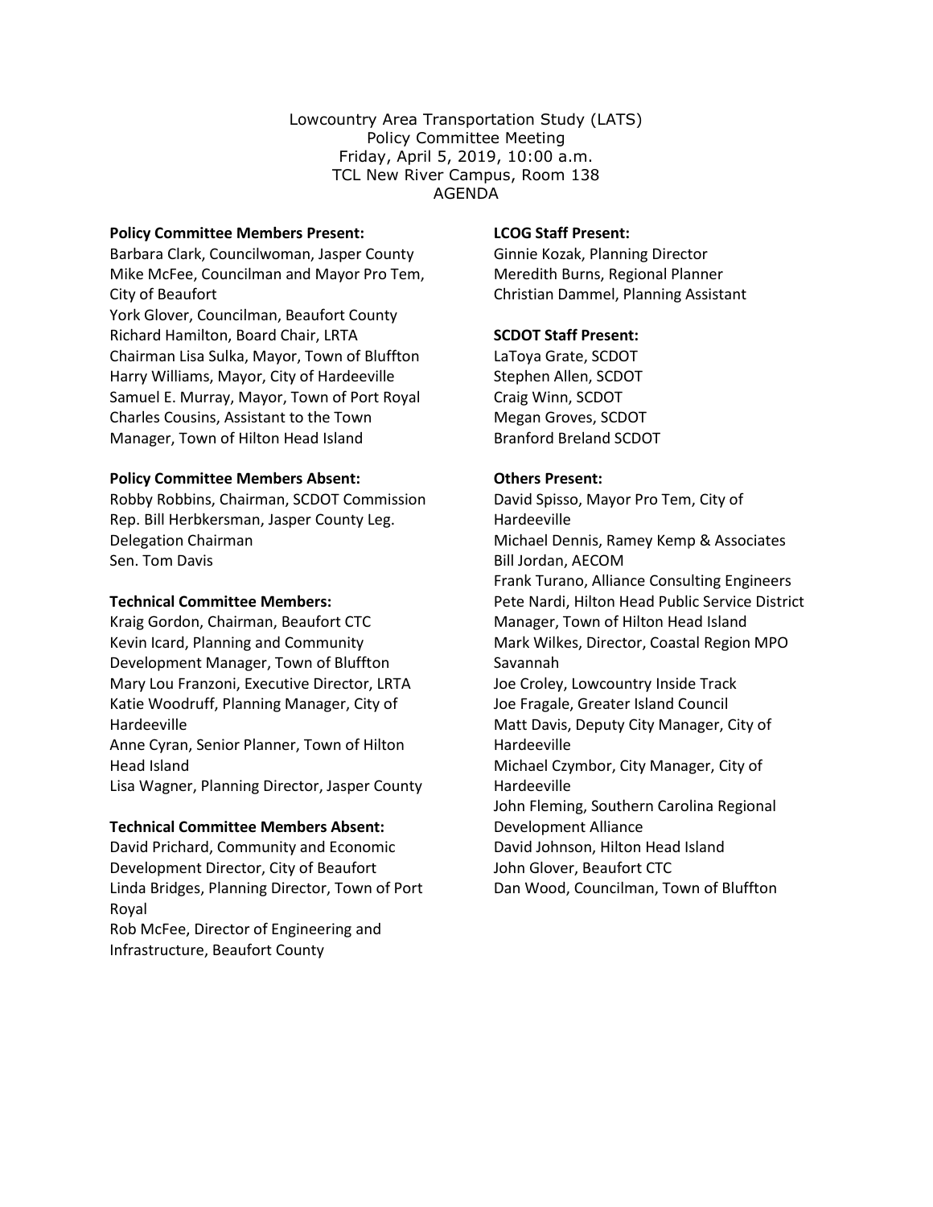Lowcountry Area Transportation Study (LATS)
Policy Committee Meeting
Friday, April 5, 2019, 10:00 a.m.
TCL New River Campus, Room 138
AGENDA

**Policy Committee Members Present:**

Barbara Clark, Councilwoman, Jasper County
Mike McFee, Councilman and Mayor Pro Tem, City of Beaufort
York Glover, Councilman, Beaufort County
Richard Hamilton, Board Chair, LRTA
Chairman Lisa Sulka, Mayor, Town of Bluffton
Harry Williams, Mayor, City of Hardeeville
Samuel E. Murray, Mayor, Town of Port Royal
Charles Cousins, Assistant to the Town Manager, Town of Hilton Head Island

**Policy Committee Members Absent:**

Robby Robbins, Chairman, SCDOT Commission
Rep. Bill Herbkersman, Jasper County Leg. Delegation Chairman
Sen. Tom Davis

**Technical Committee Members:**

Kraig Gordon, Chairman, Beaufort CTC
Kevin Icard, Planning and Community Development Manager, Town of Bluffton
Mary Lou Franzoni, Executive Director, LRTA
Katie Woodruff, Planning Manager, City of Hardeeville
Anne Cyran, Senior Planner, Town of Hilton Head Island
Lisa Wagner, Planning Director, Jasper County

**Technical Committee Members Absent:**

David Prichard, Community and Economic Development Director, City of Beaufort
Linda Bridges, Planning Director, Town of Port Royal
Rob McFee, Director of Engineering and Infrastructure, Beaufort County

**LCOG Staff Present:**

Ginnie Kozak, Planning Director
Meredith Burns, Regional Planner
Christian Dammel, Planning Assistant

**SCDOT Staff Present:**

LaToya Grate, SCDOT
Stephen Allen, SCDOT
Craig Winn, SCDOT
Megan Groves, SCDOT
Branford Breland SCDOT

**Others Present:**

David Spisso, Mayor Pro Tem, City of Hardeeville
Michael Dennis, Ramey Kemp & Associates
Bill Jordan, AECOM
Frank Turano, Alliance Consulting Engineers
Pete Nardi, Hilton Head Public Service District
Manager, Town of Hilton Head Island
Mark Wilkes, Director, Coastal Region MPO Savannah
Joe Croley, Lowcountry Inside Track
Joe Fragale, Greater Island Council
Matt Davis, Deputy City Manager, City of Hardeeville
Michael Czymbor, City Manager, City of Hardeeville
John Fleming, Southern Carolina Regional Development Alliance
David Johnson, Hilton Head Island
John Glover, Beaufort CTC
Dan Wood, Councilman, Town of Bluffton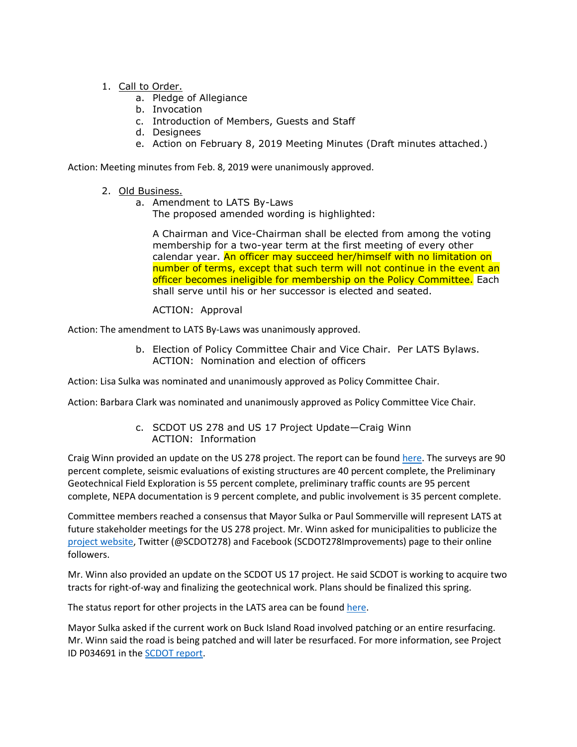1. <u>Call to Order.</u>
   a. Pledge of Allegiance
   b. Invocation
   c. Introduction of Members, Guests and Staff
   d. Designees
   e. Action on February 8, 2019 Meeting Minutes (Draft minutes attached.)

Action: Meeting minutes from Feb. 8, 2019 were unanimously approved.

2. <u>Old Business.</u>
   a. Amendment to LATS By-Laws
   The proposed amended wording is highlighted:

   A Chairman and Vice-Chairman shall be elected from among the voting membership for a two-year term at the first meeting of every other calendar year. An officer may succeed her/himself with no limitation on number of terms, except that such term will not continue in the event an officer becomes ineligible for membership on the Policy Committee. Each shall serve until his or her successor is elected and seated.

   ACTION: Approval

Action: The amendment to LATS By-Laws was unanimously approved.

   b. Election of Policy Committee Chair and Vice Chair. Per LATS Bylaws.
   ACTION: Nomination and election of officers

Action: Lisa Sulka was nominated and unanimously approved as Policy Committee Chair.

Action: Barbara Clark was nominated and unanimously approved as Policy Committee Vice Chair.

   c. SCDOT US 278 and US 17 Project Update—Craig Winn
   ACTION: Information

Craig Winn provided an update on the US 278 project. The report can be found here. The surveys are 90 percent complete, seismic evaluations of existing structures are 40 percent complete, the Preliminary Geotechnical Field Exploration is 55 percent complete, preliminary traffic counts are 95 percent complete, NEPA documentation is 9 percent complete, and public involvement is 35 percent complete.

Committee members reached a consensus that Mayor Sulka or Paul Sommerville will represent LATS at future stakeholder meetings for the US 278 project. Mr. Winn asked for municipalities to publicize the project website, Twitter (@SCDOT278) and Facebook (SCDOT278Improvements) page to their online followers.

Mr. Winn also provided an update on the SCDOT US 17 project. He said SCDOT is working to acquire two tracts for right-of-way and finalizing the geotechnical work. Plans should be finalized this spring.

The status report for other projects in the LATS area can be found here.

Mayor Sulka asked if the current work on Buck Island Road involved patching or an entire resurfacing. Mr. Winn said the road is being patched and will later be resurfaced. For more information, see Project ID P034691 in the SCDOT report.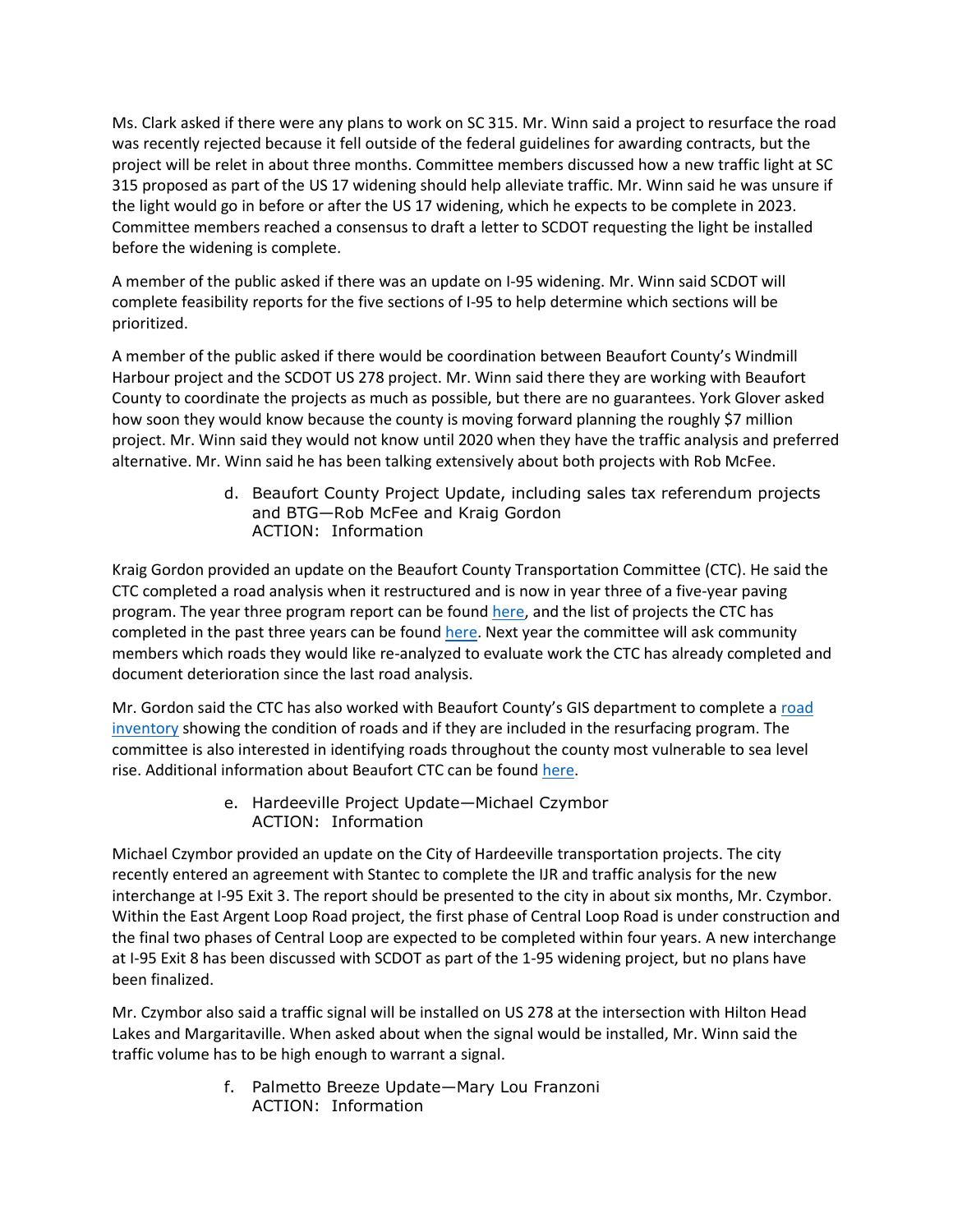Ms. Clark asked if there were any plans to work on SC 315. Mr. Winn said a project to resurface the road was recently rejected because it fell outside of the federal guidelines for awarding contracts, but the project will be relet in about three months. Committee members discussed how a new traffic light at SC 315 proposed as part of the US 17 widening should help alleviate traffic. Mr. Winn said he was unsure if the light would go in before or after the US 17 widening, which he expects to be complete in 2023. Committee members reached a consensus to draft a letter to SCDOT requesting the light be installed before the widening is complete.

A member of the public asked if there was an update on I-95 widening. Mr. Winn said SCDOT will complete feasibility reports for the five sections of I-95 to help determine which sections will be prioritized.

A member of the public asked if there would be coordination between Beaufort County's Windmill Harbour project and the SCDOT US 278 project. Mr. Winn said there they are working with Beaufort County to coordinate the projects as much as possible, but there are no guarantees. York Glover asked how soon they would know because the county is moving forward planning the roughly $7 million project. Mr. Winn said they would not know until 2020 when they have the traffic analysis and preferred alternative. Mr. Winn said he has been talking extensively about both projects with Rob McFee.

d. Beaufort County Project Update, including sales tax referendum projects and BTG—Rob McFee and Kraig Gordon
ACTION: Information

Kraig Gordon provided an update on the Beaufort County Transportation Committee (CTC). He said the CTC completed a road analysis when it restructured and is now in year three of a five-year paving program. The year three program report can be found here, and the list of projects the CTC has completed in the past three years can be found here. Next year the committee will ask community members which roads they would like re-analyzed to evaluate work the CTC has already completed and document deterioration since the last road analysis.

Mr. Gordon said the CTC has also worked with Beaufort County's GIS department to complete a road inventory showing the condition of roads and if they are included in the resurfacing program. The committee is also interested in identifying roads throughout the county most vulnerable to sea level rise. Additional information about Beaufort CTC can be found here.

e. Hardeeville Project Update—Michael Czymbor
ACTION: Information

Michael Czymbor provided an update on the City of Hardeeville transportation projects. The city recently entered an agreement with Stantec to complete the IJR and traffic analysis for the new interchange at I-95 Exit 3. The report should be presented to the city in about six months, Mr. Czymbor. Within the East Argent Loop Road project, the first phase of Central Loop Road is under construction and the final two phases of Central Loop are expected to be completed within four years. A new interchange at I-95 Exit 8 has been discussed with SCDOT as part of the 1-95 widening project, but no plans have been finalized.

Mr. Czymbor also said a traffic signal will be installed on US 278 at the intersection with Hilton Head Lakes and Margaritaville. When asked about when the signal would be installed, Mr. Winn said the traffic volume has to be high enough to warrant a signal.

f. Palmetto Breeze Update—Mary Lou Franzoni
ACTION: Information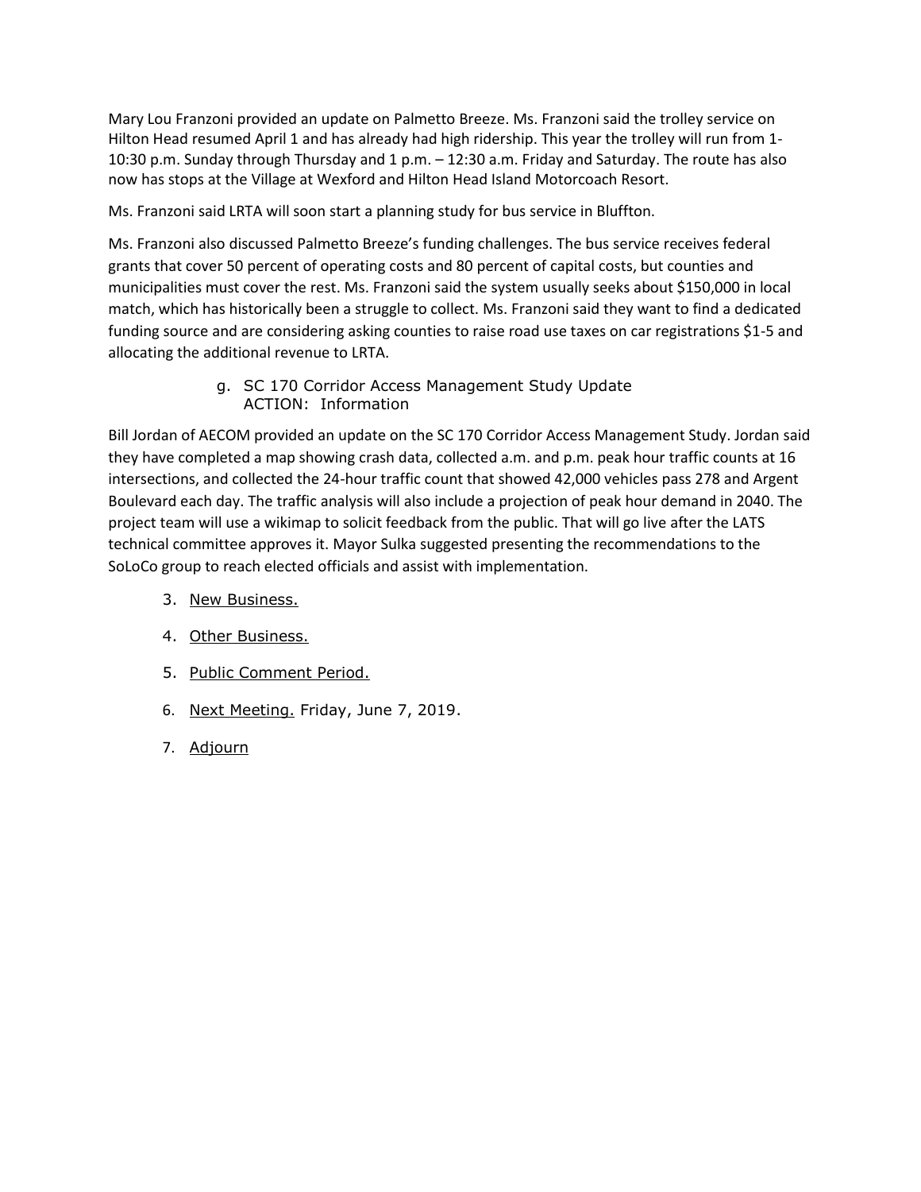Mary Lou Franzoni provided an update on Palmetto Breeze. Ms. Franzoni said the trolley service on Hilton Head resumed April 1 and has already had high ridership. This year the trolley will run from 1-10:30 p.m. Sunday through Thursday and 1 p.m. – 12:30 a.m. Friday and Saturday. The route has also now has stops at the Village at Wexford and Hilton Head Island Motorcoach Resort.

Ms. Franzoni said LRTA will soon start a planning study for bus service in Bluffton.

Ms. Franzoni also discussed Palmetto Breeze's funding challenges. The bus service receives federal grants that cover 50 percent of operating costs and 80 percent of capital costs, but counties and municipalities must cover the rest. Ms. Franzoni said the system usually seeks about $150,000 in local match, which has historically been a struggle to collect. Ms. Franzoni said they want to find a dedicated funding source and are considering asking counties to raise road use taxes on car registrations $1-5 and allocating the additional revenue to LRTA.

g. SC 170 Corridor Access Management Study Update
ACTION: Information

Bill Jordan of AECOM provided an update on the SC 170 Corridor Access Management Study. Jordan said they have completed a map showing crash data, collected a.m. and p.m. peak hour traffic counts at 16 intersections, and collected the 24-hour traffic count that showed 42,000 vehicles pass 278 and Argent Boulevard each day. The traffic analysis will also include a projection of peak hour demand in 2040. The project team will use a wikimap to solicit feedback from the public. That will go live after the LATS technical committee approves it. Mayor Sulka suggested presenting the recommendations to the SoLoCo group to reach elected officials and assist with implementation.

3. New Business.
4. Other Business.
5. Public Comment Period.
6. Next Meeting. Friday, June 7, 2019.
7. Adjourn